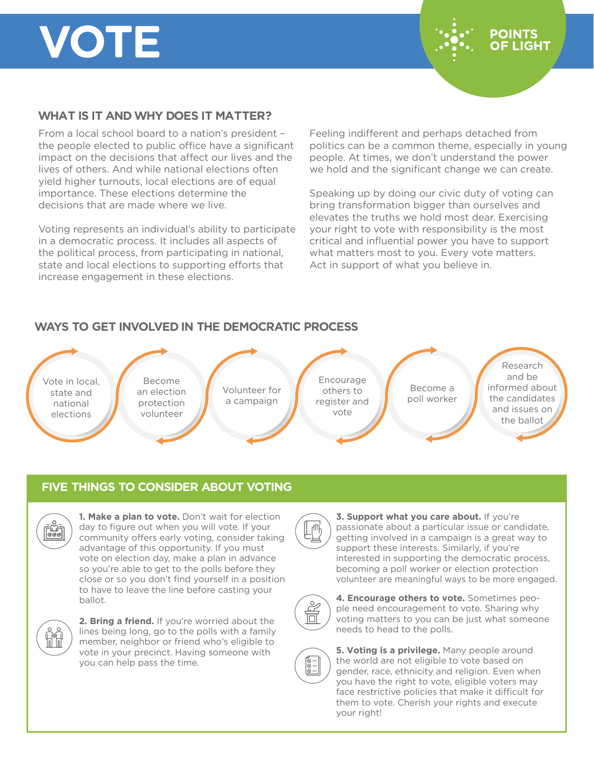# VOTE

POINTS OF LIGHT

## WHAT IS IT AND WHY DOES IT MATTER?

From a local school board to a nation's president – the people elected to public office have a significant impact on the decisions that affect our lives and the lives of others. And while national elections often yield higher turnouts, local elections are of equal importance. These elections determine the decisions that are made where we live.

Voting represents an individual's ability to participate in a democratic process. It includes all aspects of the political process, from participating in national, state and local elections to supporting efforts that increase engagement in these elections.

Feeling indifferent and perhaps detached from politics can be a common theme, especially in young people. At times, we don't understand the power we hold and the significant change we can create.

Speaking up by doing our civic duty of voting can bring transformation bigger than ourselves and elevates the truths we hold most dear. Exercising your right to vote with responsibility is the most critical and influential power you have to support what matters most to you. Every vote matters. Act in support of what you believe in.

## WAYS TO GET INVOLVED IN THE DEMOCRATIC PROCESS

- Vote in local, state and national elections
- Become an election protection volunteer
- Volunteer for a campaign
- Encourage others to register and vote
- Become a poll worker
- Research and be informed about the candidates and issues on the ballot

## FIVE THINGS TO CONSIDER ABOUT VOTING

**1. Make a plan to vote.** Don't wait for election day to figure out when you will vote. If your community offers early voting, consider taking advantage of this opportunity. If you must vote on election day, make a plan in advance so you're able to get to the polls before they close or so you don't find yourself in a position to have to leave the line before casting your ballot.

**2. Bring a friend.** If you're worried about the lines being long, go to the polls with a family member, neighbor or friend who's eligible to vote in your precinct. Having someone with you can help pass the time.

**3. Support what you care about.** If you're passionate about a particular issue or candidate, getting involved in a campaign is a great way to support these interests. Similarly, if you're interested in supporting the democratic process, becoming a poll worker or election protection volunteer are meaningful ways to be more engaged.

**4. Encourage others to vote.** Sometimes people need encouragement to vote. Sharing why voting matters to you can be just what someone needs to head to the polls.

**5. Voting is a privilege.** Many people around the world are not eligible to vote based on gender, race, ethnicity and religion. Even when you have the right to vote, eligible voters may face restrictive policies that make it difficult for them to vote. Cherish your rights and execute your right!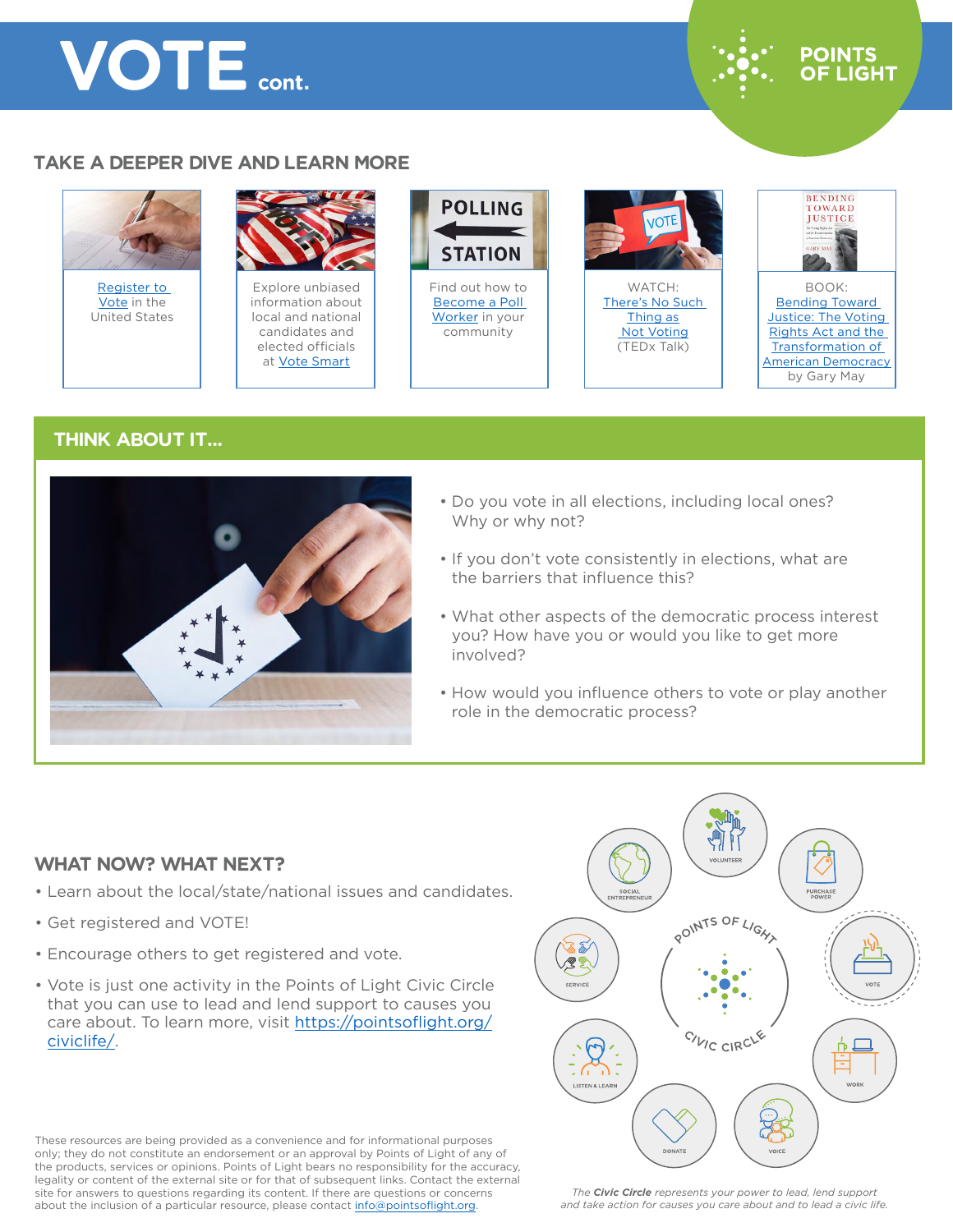# VOTE cont.

POINTS OF LIGHT

## TAKE A DEEPER DIVE AND LEARN MORE

Register to Vote in the United States

Explore unbiased information about local and national candidates and elected officials at Vote Smart

Find out how to Become a Poll Worker in your community

WATCH: There's No Such Thing as Not Voting (TEDx Talk)

BOOK: Bending Toward Justice: The Voting Rights Act and the Transformation of American Democracy by Gary May

## THINK ABOUT IT...

- Do you vote in all elections, including local ones? Why or why not?
- If you don't vote consistently in elections, what are the barriers that influence this?
- What other aspects of the democratic process interest you? How have you or would you like to get more involved?
- How would you influence others to vote or play another role in the democratic process?

## WHAT NOW? WHAT NEXT?

- Learn about the local/state/national issues and candidates.
- Get registered and VOTE!
- Encourage others to get registered and vote.
- Vote is just one activity in the Points of Light Civic Circle that you can use to lead and lend support to causes you care about. To learn more, visit https://pointsoflight.org/civiclife/.

POINTS OF LIGHT
CIVIC CIRCLE
VOLUNTEER
PURCHASE POWER
VOTE
WORK
VOICE
DONATE
LISTEN & LEARN
SERVICE
SOCIAL ENTREPRENEUR

*The **Civic Circle** represents your power to lead, lend support and take action for causes you care about and to lead a civic life.*

These resources are being provided as a convenience and for informational purposes only; they do not constitute an endorsement or an approval by Points of Light of any of the products, services or opinions. Points of Light bears no responsibility for the accuracy, legality or content of the external site or for that of subsequent links. Contact the external site for answers to questions regarding its content. If there are questions or concerns about the inclusion of a particular resource, please contact info@pointsoflight.org.